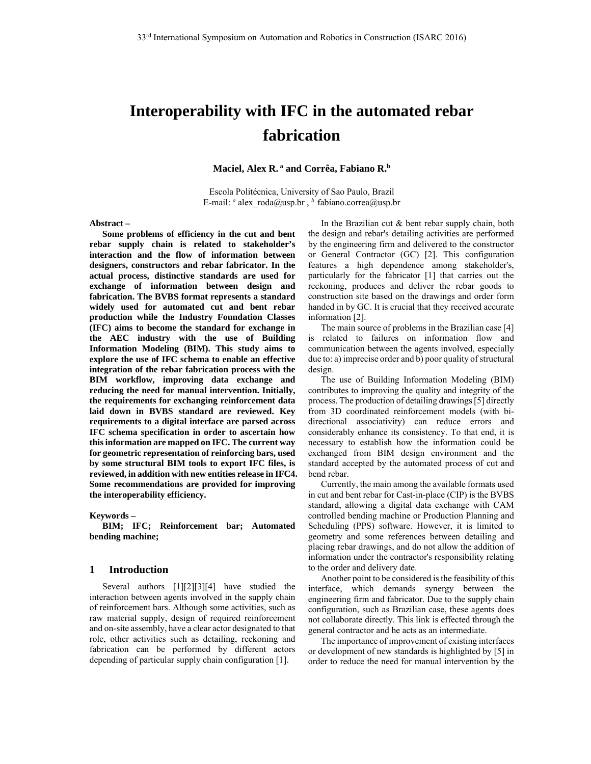# Interoperability with IFC in the automated rebar fabrication

**Maciel, Alex R. [a] and Corrêa, Fabiano R.[b]**

Escola Politécnica, University of Sao Paulo, Brazil
E-mail: [a] alex_roda@usp.br , [b] fabiano.correa@usp.br

**Abstract –**

**Some problems of efficiency in the cut and bent rebar supply chain is related to stakeholder's interaction and the flow of information between designers, constructors and rebar fabricator. In the actual process, distinctive standards are used for exchange of information between design and fabrication. The BVBS format represents a standard widely used for automated cut and bent rebar production while the Industry Foundation Classes (IFC) aims to become the standard for exchange in the AEC industry with the use of Building Information Modeling (BIM). This study aims to explore the use of IFC schema to enable an effective integration of the rebar fabrication process with the BIM workflow, improving data exchange and reducing the need for manual intervention. Initially, the requirements for exchanging reinforcement data laid down in BVBS standard are reviewed. Key requirements to a digital interface are parsed across IFC schema specification in order to ascertain how this information are mapped on IFC. The current way for geometric representation of reinforcing bars, used by some structural BIM tools to export IFC files, is reviewed, in addition with new entities release in IFC4. Some recommendations are provided for improving the interoperability efficiency.**

**Keywords –**

**BIM; IFC; Reinforcement bar; Automated bending machine;**

## 1 Introduction

Several authors [1][2][3][4] have studied the interaction between agents involved in the supply chain of reinforcement bars. Although some activities, such as raw material supply, design of required reinforcement and on-site assembly, have a clear actor designated to that role, other activities such as detailing, reckoning and fabrication can be performed by different actors depending of particular supply chain configuration [1].

In the Brazilian cut & bent rebar supply chain, both the design and rebar's detailing activities are performed by the engineering firm and delivered to the constructor or General Contractor (GC) [2]. This configuration features a high dependence among stakeholder's, particularly for the fabricator [1] that carries out the reckoning, produces and deliver the rebar goods to construction site based on the drawings and order form handed in by GC. It is crucial that they received accurate information [2].

The main source of problems in the Brazilian case [4] is related to failures on information flow and communication between the agents involved, especially due to: a) imprecise order and b) poor quality of structural design.

The use of Building Information Modeling (BIM) contributes to improving the quality and integrity of the process. The production of detailing drawings [5] directly from 3D coordinated reinforcement models (with bi-directional associativity) can reduce errors and considerably enhance its consistency. To that end, it is necessary to establish how the information could be exchanged from BIM design environment and the standard accepted by the automated process of cut and bend rebar.

Currently, the main among the available formats used in cut and bent rebar for Cast-in-place (CIP) is the BVBS standard, allowing a digital data exchange with CAM controlled bending machine or Production Planning and Scheduling (PPS) software. However, it is limited to geometry and some references between detailing and placing rebar drawings, and do not allow the addition of information under the contractor's responsibility relating to the order and delivery date.

Another point to be considered is the feasibility of this interface, which demands synergy between the engineering firm and fabricator. Due to the supply chain configuration, such as Brazilian case, these agents does not collaborate directly. This link is effected through the general contractor and he acts as an intermediate.

The importance of improvement of existing interfaces or development of new standards is highlighted by [5] in order to reduce the need for manual intervention by the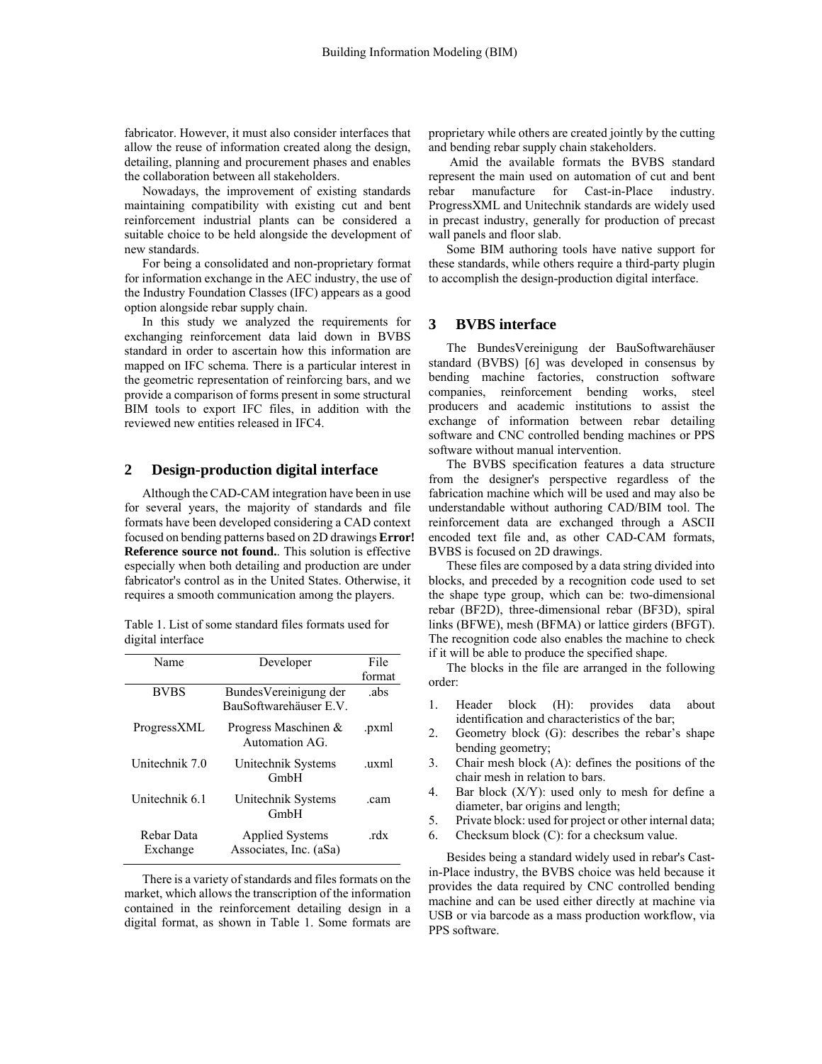fabricator. However, it must also consider interfaces that allow the reuse of information created along the design, detailing, planning and procurement phases and enables the collaboration between all stakeholders.

Nowadays, the improvement of existing standards maintaining compatibility with existing cut and bent reinforcement industrial plants can be considered a suitable choice to be held alongside the development of new standards.

For being a consolidated and non-proprietary format for information exchange in the AEC industry, the use of the Industry Foundation Classes (IFC) appears as a good option alongside rebar supply chain.

In this study we analyzed the requirements for exchanging reinforcement data laid down in BVBS standard in order to ascertain how this information are mapped on IFC schema. There is a particular interest in the geometric representation of reinforcing bars, and we provide a comparison of forms present in some structural BIM tools to export IFC files, in addition with the reviewed new entities released in IFC4.

## 2 Design-production digital interface

Although the CAD-CAM integration have been in use for several years, the majority of standards and file formats have been developed considering a CAD context focused on bending patterns based on 2D drawings **Error! Reference source not found.**. This solution is effective especially when both detailing and production are under fabricator's control as in the United States. Otherwise, it requires a smooth communication among the players.

Table 1. List of some standard files formats used for digital interface

| Name | Developer | File format |
|---|---|---|
| BVBS | BundesVereinigung der BauSoftwarehäuser E.V. | .abs |
| ProgressXML | Progress Maschinen & Automation AG. | .pxml |
| Unitechnik 7.0 | Unitechnik Systems GmbH | .uxml |
| Unitechnik 6.1 | Unitechnik Systems GmbH | .cam |
| Rebar Data Exchange | Applied Systems Associates, Inc. (aSa) | .rdx |

There is a variety of standards and files formats on the market, which allows the transcription of the information contained in the reinforcement detailing design in a digital format, as shown in Table 1. Some formats are proprietary while others are created jointly by the cutting and bending rebar supply chain stakeholders.

Amid the available formats the BVBS standard represent the main used on automation of cut and bent rebar manufacture for Cast-in-Place industry. ProgressXML and Unitechnik standards are widely used in precast industry, generally for production of precast wall panels and floor slab.

Some BIM authoring tools have native support for these standards, while others require a third-party plugin to accomplish the design-production digital interface.

## 3 BVBS interface

The BundesVereinigung der BauSoftwarehäuser standard (BVBS) [6] was developed in consensus by bending machine factories, construction software companies, reinforcement bending works, steel producers and academic institutions to assist the exchange of information between rebar detailing software and CNC controlled bending machines or PPS software without manual intervention.

The BVBS specification features a data structure from the designer's perspective regardless of the fabrication machine which will be used and may also be understandable without authoring CAD/BIM tool. The reinforcement data are exchanged through a ASCII encoded text file and, as other CAD-CAM formats, BVBS is focused on 2D drawings.

These files are composed by a data string divided into blocks, and preceded by a recognition code used to set the shape type group, which can be: two-dimensional rebar (BF2D), three-dimensional rebar (BF3D), spiral links (BFWE), mesh (BFMA) or lattice girders (BFGT). The recognition code also enables the machine to check if it will be able to produce the specified shape.

The blocks in the file are arranged in the following order:

1. Header block (H): provides data about identification and characteristics of the bar;
2. Geometry block (G): describes the rebar's shape bending geometry;
3. Chair mesh block (A): defines the positions of the chair mesh in relation to bars.
4. Bar block (X/Y): used only to mesh for define a diameter, bar origins and length;
5. Private block: used for project or other internal data;
6. Checksum block (C): for a checksum value.

Besides being a standard widely used in rebar's Cast-in-Place industry, the BVBS choice was held because it provides the data required by CNC controlled bending machine and can be used either directly at machine via USB or via barcode as a mass production workflow, via PPS software.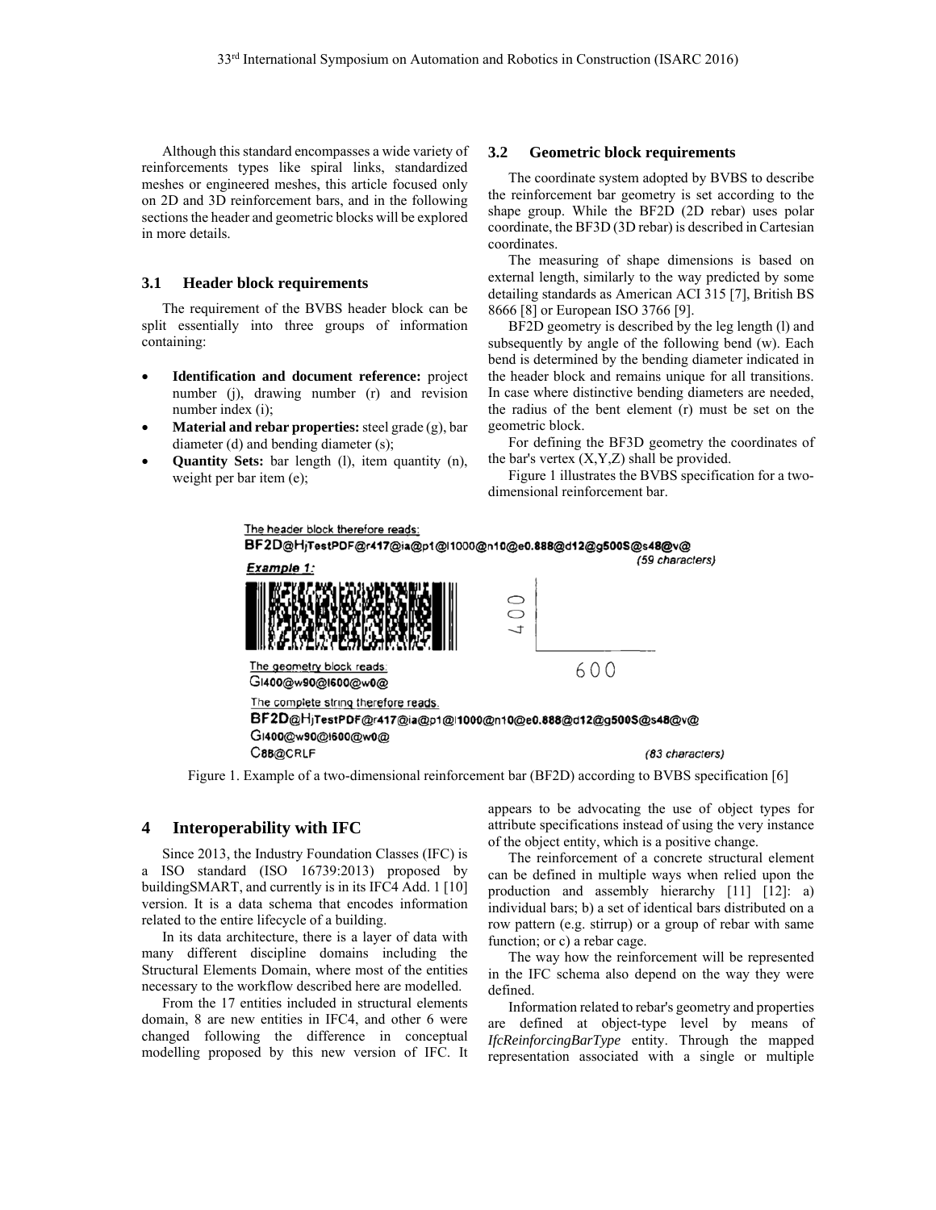Although this standard encompasses a wide variety of reinforcements types like spiral links, standardized meshes or engineered meshes, this article focused only on 2D and 3D reinforcement bars, and in the following sections the header and geometric blocks will be explored in more details.

### 3.1 Header block requirements

The requirement of the BVBS header block can be split essentially into three groups of information containing:

- **Identification and document reference:** project number (j), drawing number (r) and revision number index (i);
- **Material and rebar properties:** steel grade (g), bar diameter (d) and bending diameter (s);
- **Quantity Sets:** bar length (l), item quantity (n), weight per bar item (e);

### 3.2 Geometric block requirements

The coordinate system adopted by BVBS to describe the reinforcement bar geometry is set according to the shape group. While the BF2D (2D rebar) uses polar coordinate, the BF3D (3D rebar) is described in Cartesian coordinates.

The measuring of shape dimensions is based on external length, similarly to the way predicted by some detailing standards as American ACI 315 [7], British BS 8666 [8] or European ISO 3766 [9].

BF2D geometry is described by the leg length (l) and subsequently by angle of the following bend (w). Each bend is determined by the bending diameter indicated in the header block and remains unique for all transitions. In case where distinctive bending diameters are needed, the radius of the bent element (r) must be set on the geometric block.

For defining the BF3D geometry the coordinates of the bar's vertex (X,Y,Z) shall be provided.

Figure 1 illustrates the BVBS specification for a two-dimensional reinforcement bar.

The header block therefore reads:
BF2D@HjTestPDF@r417@ia@p1@l1000@n10@e0.888@d12@g500S@s48@v@
(59 characters)

Example 1:

400
600

The geometry block reads:
Gl400@w90@l600@w0@

The complete string therefore reads.
BF2D@HjTestPDF@r417@ia@p1@l1000@n10@e0.888@d12@g500S@s48@v@
Gl400@w90@l600@w0@
C88@CRLF
(83 characters)

Figure 1. Example of a two-dimensional reinforcement bar (BF2D) according to BVBS specification [6]

## 4 Interoperability with IFC

Since 2013, the Industry Foundation Classes (IFC) is a ISO standard (ISO 16739:2013) proposed by buildingSMART, and currently is in its IFC4 Add. 1 [10] version. It is a data schema that encodes information related to the entire lifecycle of a building.

In its data architecture, there is a layer of data with many different discipline domains including the Structural Elements Domain, where most of the entities necessary to the workflow described here are modelled.

From the 17 entities included in structural elements domain, 8 are new entities in IFC4, and other 6 were changed following the difference in conceptual modelling proposed by this new version of IFC. It appears to be advocating the use of object types for attribute specifications instead of using the very instance of the object entity, which is a positive change.

The reinforcement of a concrete structural element can be defined in multiple ways when relied upon the production and assembly hierarchy [11] [12]: a) individual bars; b) a set of identical bars distributed on a row pattern (e.g. stirrup) or a group of rebar with same function; or c) a rebar cage.

The way how the reinforcement will be represented in the IFC schema also depend on the way they were defined.

Information related to rebar's geometry and properties are defined at object-type level by means of *IfcReinforcingBarType* entity. Through the mapped representation associated with a single or multiple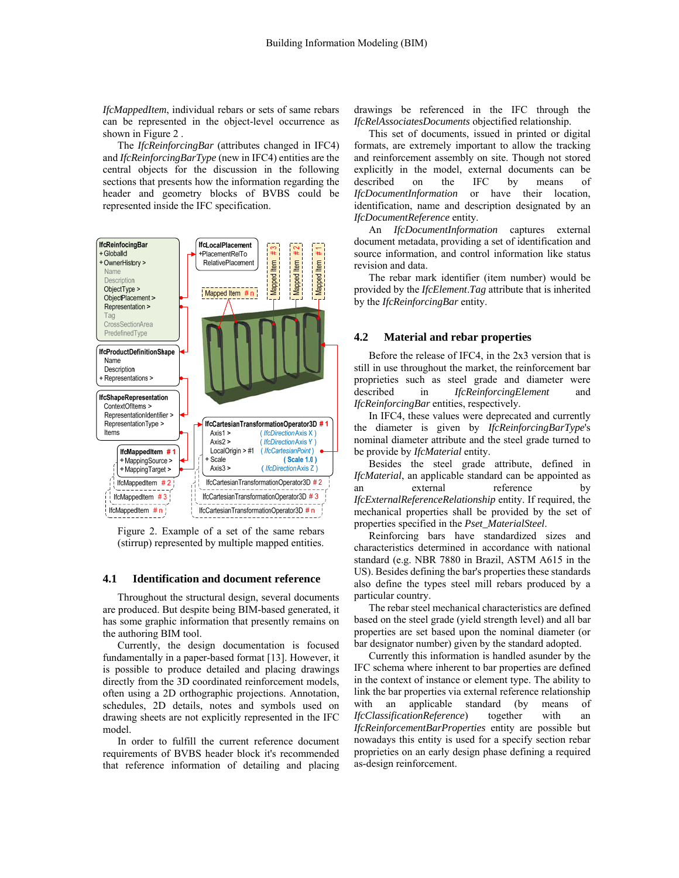*IfcMappedItem*, individual rebars or sets of same rebars can be represented in the object-level occurrence as shown in Figure 2 .

The *IfcReinforcingBar* (attributes changed in IFC4) and *IfcReinforcingBarType* (new in IFC4) entities are the central objects for the discussion in the following sections that presents how the information regarding the header and geometry blocks of BVBS could be represented inside the IFC specification.

Figure 2. Example of a set of the same rebars (stirrup) represented by multiple mapped entities.

## 4.1 Identification and document reference

Throughout the structural design, several documents are produced. But despite being BIM-based generated, it has some graphic information that presently remains on the authoring BIM tool.

Currently, the design documentation is focused fundamentally in a paper-based format [13]. However, it is possible to produce detailed and placing drawings directly from the 3D coordinated reinforcement models, often using a 2D orthographic projections. Annotation, schedules, 2D details, notes and symbols used on drawing sheets are not explicitly represented in the IFC model.

In order to fulfill the current reference document requirements of BVBS header block it's recommended that reference information of detailing and placing drawings be referenced in the IFC through the *IfcRelAssociatesDocuments* objectified relationship.

This set of documents, issued in printed or digital formats, are extremely important to allow the tracking and reinforcement assembly on site. Though not stored explicitly in the model, external documents can be described on the IFC by means of *IfcDocumentInformation* or have their location, identification, name and description designated by an *IfcDocumentReference* entity.

An *IfcDocumentInformation* captures external document metadata, providing a set of identification and source information, and control information like status revision and data.

The rebar mark identifier (item number) would be provided by the *IfcElement.Tag* attribute that is inherited by the *IfcReinforcingBar* entity.

## 4.2 Material and rebar properties

Before the release of IFC4, in the 2x3 version that is still in use throughout the market, the reinforcement bar proprieties such as steel grade and diameter were described in *IfcReinforcingElement* and *IfcReinforcingBar* entities, respectively.

In IFC4, these values were deprecated and currently the diameter is given by *IfcReinforcingBarType*'s nominal diameter attribute and the steel grade turned to be provide by *IfcMaterial* entity.

Besides the steel grade attribute, defined in *IfcMaterial*, an applicable standard can be appointed as an external reference by *IfcExternalReferenceRelationship* entity. If required, the mechanical properties shall be provided by the set of properties specified in the *Pset_MaterialSteel*.

Reinforcing bars have standardized sizes and characteristics determined in accordance with national standard (e.g. NBR 7880 in Brazil, ASTM A615 in the US). Besides defining the bar's properties these standards also define the types steel mill rebars produced by a particular country.

The rebar steel mechanical characteristics are defined based on the steel grade (yield strength level) and all bar properties are set based upon the nominal diameter (or bar designator number) given by the standard adopted.

Currently this information is handled asunder by the IFC schema where inherent to bar properties are defined in the context of instance or element type. The ability to link the bar properties via external reference relationship with an applicable standard (by means of *IfcClassificationReference*) together with an *IfcReinforcementBarProperties* entity are possible but nowadays this entity is used for a specify section rebar proprieties on an early design phase defining a required as-design reinforcement.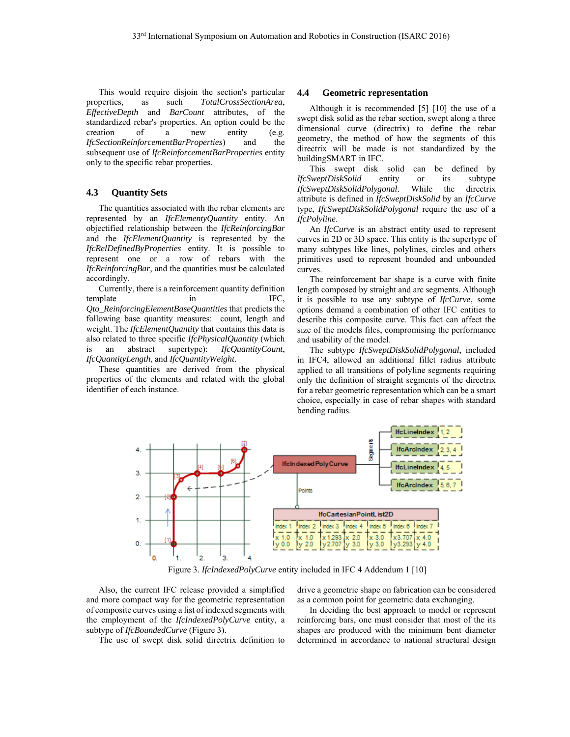This would require disjoin the section's particular properties, as such *TotalCrossSectionArea*, *EffectiveDepth* and *BarCount* attributes, of the standardized rebar's properties. An option could be the creation of a new entity (e.g. *IfcSectionReinforcementBarProperties*) and the subsequent use of *IfcReinforcementBarProperties* entity only to the specific rebar properties.

### 4.3 Quantity Sets

The quantities associated with the rebar elements are represented by an *IfcElementyQuantity* entity. An objectified relationship between the *IfcReinforcingBar* and the *IfcElementQuantity* is represented by the *IfcRelDefinedByProperties* entity. It is possible to represent one or a row of rebars with the *IfcReinforcingBar*, and the quantities must be calculated accordingly.

Currently, there is a reinforcement quantity definition template in IFC, *Qto_ReinforcingElementBaseQuantities* that predicts the following base quantity measures: count, length and weight. The *IfcElementQuantity* that contains this data is also related to three specific *IfcPhysicalQuantity* (which is an abstract supertype): *IfcQuantityCount*, *IfcQuantityLength*, and *IfcQuantityWeight*.

These quantities are derived from the physical properties of the elements and related with the global identifier of each instance.

### 4.4 Geometric representation

Although it is recommended [5] [10] the use of a swept disk solid as the rebar section, swept along a three dimensional curve (directrix) to define the rebar geometry, the method of how the segments of this directrix will be made is not standardized by the buildingSMART in IFC.

This swept disk solid can be defined by *IfcSweptDiskSolid* entity or its subtype *IfcSweptDiskSolidPolygonal*. While the directrix attribute is defined in *IfcSweptDiskSolid* by an *IfcCurve* type, *IfcSweptDiskSolidPolygonal* require the use of a *IfcPolyline*.

An *IfcCurve* is an abstract entity used to represent curves in 2D or 3D space. This entity is the supertype of many subtypes like lines, polylines, circles and others primitives used to represent bounded and unbounded curves.

The reinforcement bar shape is a curve with finite length composed by straight and arc segments. Although it is possible to use any subtype of *IfcCurve*, some options demand a combination of other IFC entities to describe this composite curve. This fact can affect the size of the models files, compromising the performance and usability of the model.

The subtype *IfcSweptDiskSolidPolygonal*, included in IFC4, allowed an additional fillet radius attribute applied to all transitions of polyline segments requiring only the definition of straight segments of the directrix for a rebar geometric representation which can be a smart choice, especially in case of rebar shapes with standard bending radius.

Figure 3. *IfcIndexedPolyCurve* entity included in IFC 4 Addendum 1 [10]

Also, the current IFC release provided a simplified and more compact way for the geometric representation of composite curves using a list of indexed segments with the employment of the *IfcIndexedPolyCurve* entity, a subtype of *IfcBoundedCurve* (Figure 3).

The use of swept disk solid directrix definition to drive a geometric shape on fabrication can be considered as a common point for geometric data exchanging.

In deciding the best approach to model or represent reinforcing bars, one must consider that most of the its shapes are produced with the minimum bent diameter determined in accordance to national structural design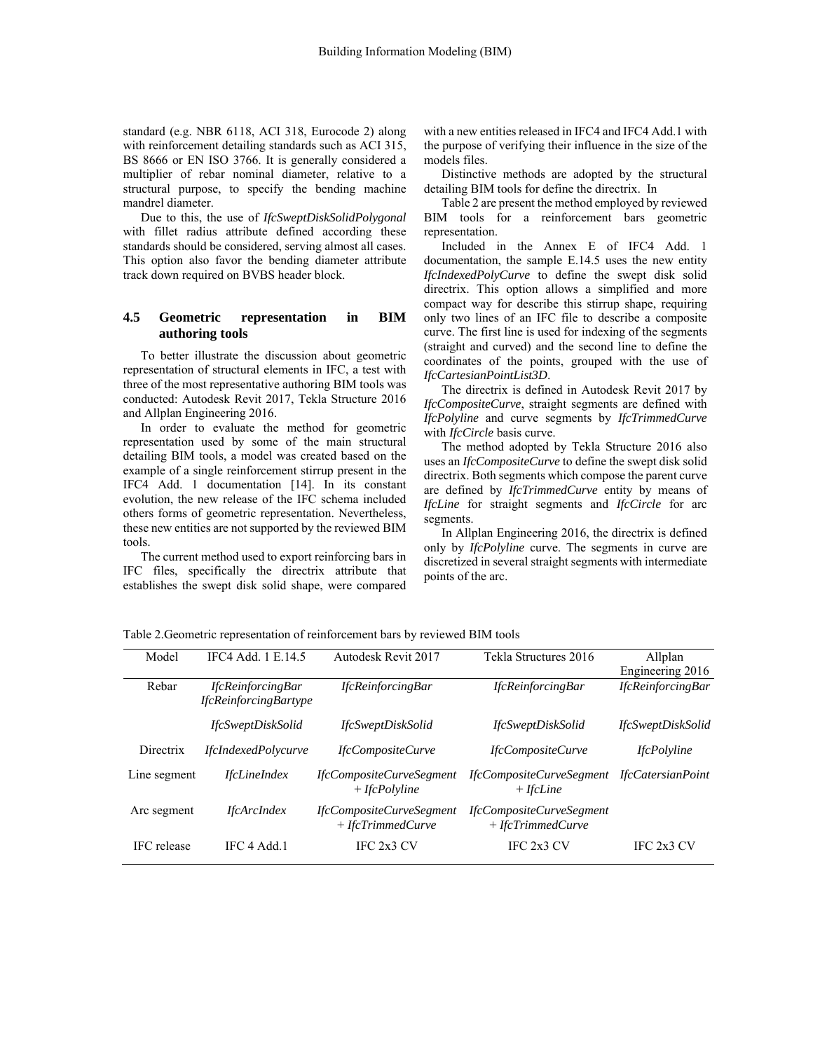standard (e.g. NBR 6118, ACI 318, Eurocode 2) along with reinforcement detailing standards such as ACI 315, BS 8666 or EN ISO 3766. It is generally considered a multiplier of rebar nominal diameter, relative to a structural purpose, to specify the bending machine mandrel diameter.

Due to this, the use of *IfcSweptDiskSolidPolygonal* with fillet radius attribute defined according these standards should be considered, serving almost all cases. This option also favor the bending diameter attribute track down required on BVBS header block.

### 4.5 Geometric representation in BIM authoring tools

To better illustrate the discussion about geometric representation of structural elements in IFC, a test with three of the most representative authoring BIM tools was conducted: Autodesk Revit 2017, Tekla Structure 2016 and Allplan Engineering 2016.

In order to evaluate the method for geometric representation used by some of the main structural detailing BIM tools, a model was created based on the example of a single reinforcement stirrup present in the IFC4 Add. 1 documentation [14]. In its constant evolution, the new release of the IFC schema included others forms of geometric representation. Nevertheless, these new entities are not supported by the reviewed BIM tools.

The current method used to export reinforcing bars in IFC files, specifically the directrix attribute that establishes the swept disk solid shape, were compared with a new entities released in IFC4 and IFC4 Add.1 with the purpose of verifying their influence in the size of the models files.

Distinctive methods are adopted by the structural detailing BIM tools for define the directrix. In

Table 2 are present the method employed by reviewed BIM tools for a reinforcement bars geometric representation.

Included in the Annex E of IFC4 Add. 1 documentation, the sample E.14.5 uses the new entity *IfcIndexedPolyCurve* to define the swept disk solid directrix. This option allows a simplified and more compact way for describe this stirrup shape, requiring only two lines of an IFC file to describe a composite curve. The first line is used for indexing of the segments (straight and curved) and the second line to define the coordinates of the points, grouped with the use of *IfcCartesianPointList3D*.

The directrix is defined in Autodesk Revit 2017 by *IfcCompositeCurve*, straight segments are defined with *IfcPolyline* and curve segments by *IfcTrimmedCurve* with *IfcCircle* basis curve.

The method adopted by Tekla Structure 2016 also uses an *IfcCompositeCurve* to define the swept disk solid directrix. Both segments which compose the parent curve are defined by *IfcTrimmedCurve* entity by means of *IfcLine* for straight segments and *IfcCircle* for arc segments.

In Allplan Engineering 2016, the directrix is defined only by *IfcPolyline* curve. The segments in curve are discretized in several straight segments with intermediate points of the arc.

Table 2.Geometric representation of reinforcement bars by reviewed BIM tools

| Model | IFC4 Add. 1 E.14.5 | Autodesk Revit 2017 | Tekla Structures 2016 | Allplan Engineering 2016 |
|---|---|---|---|---|
| Rebar | *IfcReinforcingBar* *IfcReinforcingBartype* | *IfcReinforcingBar* | *IfcReinforcingBar* | *IfcReinforcingBar* |
| | *IfcSweptDiskSolid* | *IfcSweptDiskSolid* | *IfcSweptDiskSolid* | *IfcSweptDiskSolid* |
| Directrix | *IfcIndexedPolycurve* | *IfcCompositeCurve* | *IfcCompositeCurve* | *IfcPolyline* |
| Line segment | *IfcLineIndex* | *IfcCompositeCurveSegment* + *IfcPolyline* | *IfcCompositeCurveSegment* + *IfcLine* | *IfcCatersianPoint* |
| Arc segment | *IfcArcIndex* | *IfcCompositeCurveSegment* + *IfcTrimmedCurve* | *IfcCompositeCurveSegment* + *IfcTrimmedCurve* | |
| IFC release | IFC 4 Add.1 | IFC 2x3 CV | IFC 2x3 CV | IFC 2x3 CV |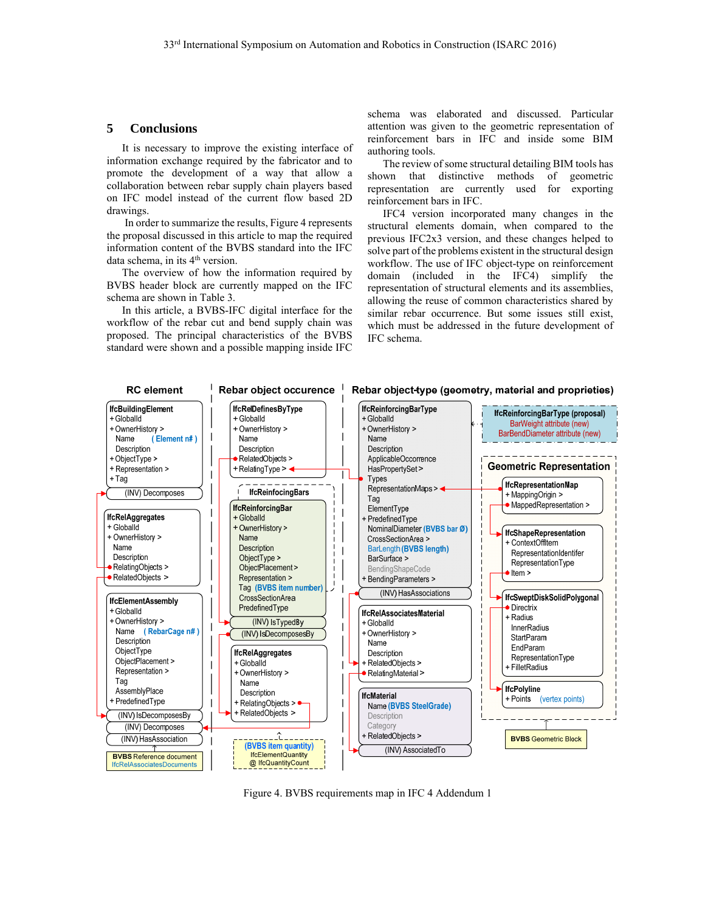## 5 Conclusions

It is necessary to improve the existing interface of information exchange required by the fabricator and to promote the development of a way that allow a collaboration between rebar supply chain players based on IFC model instead of the current flow based 2D drawings.

In order to summarize the results, Figure 4 represents the proposal discussed in this article to map the required information content of the BVBS standard into the IFC data schema, in its 4th version.

The overview of how the information required by BVBS header block are currently mapped on the IFC schema are shown in Table 3.

In this article, a BVBS-IFC digital interface for the workflow of the rebar cut and bend supply chain was proposed. The principal characteristics of the BVBS standard were shown and a possible mapping inside IFC schema was elaborated and discussed. Particular attention was given to the geometric representation of reinforcement bars in IFC and inside some BIM authoring tools.

The review of some structural detailing BIM tools has shown that distinctive methods of geometric representation are currently used for exporting reinforcement bars in IFC.

IFC4 version incorporated many changes in the structural elements domain, when compared to the previous IFC2x3 version, and these changes helped to solve part of the problems existent in the structural design workflow. The use of IFC object-type on reinforcement domain (included in the IFC4) simplify the representation of structural elements and its assemblies, allowing the reuse of common characteristics shared by similar rebar occurrence. But some issues still exist, which must be addressed in the future development of IFC schema.

Figure 4. BVBS requirements map in IFC 4 Addendum 1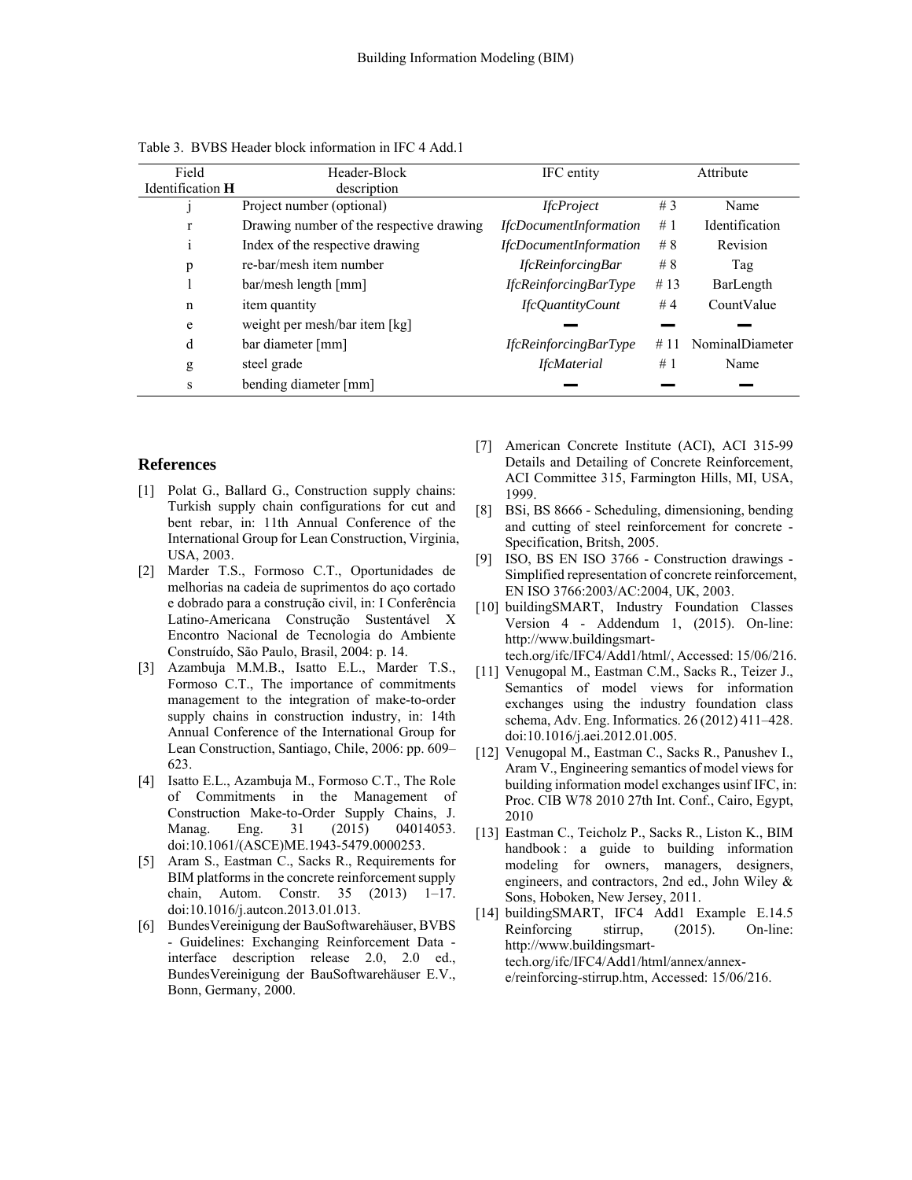Table 3. BVBS Header block information in IFC 4 Add.1

| Field Identification **H** | Header-Block description | IFC entity | Attribute | |
|---|---|---|---|---|
| j | Project number (optional) | *IfcProject* | # 3 | Name |
| r | Drawing number of the respective drawing | *IfcDocumentInformation* | # 1 | Identification |
| i | Index of the respective drawing | *IfcDocumentInformation* | # 8 | Revision |
| p | re-bar/mesh item number | *IfcReinforcingBar* | # 8 | Tag |
| l | bar/mesh length [mm] | *IfcReinforcingBarType* | # 13 | BarLength |
| n | item quantity | *IfcQuantityCount* | # 4 | CountValue |
| e | weight per mesh/bar item [kg] | ━ | ━ | ━ |
| d | bar diameter [mm] | *IfcReinforcingBarType* | # 11 | NominalDiameter |
| g | steel grade | *IfcMaterial* | # 1 | Name |
| s | bending diameter [mm] | ━ | ━ | ━ |

## References

[1] Polat G., Ballard G., Construction supply chains: Turkish supply chain configurations for cut and bent rebar, in: 11th Annual Conference of the International Group for Lean Construction, Virginia, USA, 2003.

[2] Marder T.S., Formoso C.T., Oportunidades de melhorias na cadeia de suprimentos do aço cortado e dobrado para a construção civil, in: I Conferência Latino-Americana Construção Sustentável X Encontro Nacional de Tecnologia do Ambiente Construído, São Paulo, Brasil, 2004: p. 14.

[3] Azambuja M.M.B., Isatto E.L., Marder T.S., Formoso C.T., The importance of commitments management to the integration of make-to-order supply chains in construction industry, in: 14th Annual Conference of the International Group for Lean Construction, Santiago, Chile, 2006: pp. 609–623.

[4] Isatto E.L., Azambuja M., Formoso C.T., The Role of Commitments in the Management of Construction Make-to-Order Supply Chains, J. Manag. Eng. 31 (2015) 04014053. doi:10.1061/(ASCE)ME.1943-5479.0000253.

[5] Aram S., Eastman C., Sacks R., Requirements for BIM platforms in the concrete reinforcement supply chain, Autom. Constr. 35 (2013) 1–17. doi:10.1016/j.autcon.2013.01.013.

[6] BundesVereinigung der BauSoftwarehäuser, BVBS - Guidelines: Exchanging Reinforcement Data - interface description release 2.0, 2.0 ed., BundesVereinigung der BauSoftwarehäuser E.V., Bonn, Germany, 2000.

[7] American Concrete Institute (ACI), ACI 315-99 Details and Detailing of Concrete Reinforcement, ACI Committee 315, Farmington Hills, MI, USA, 1999.

[8] BSi, BS 8666 - Scheduling, dimensioning, bending and cutting of steel reinforcement for concrete - Specification, Britsh, 2005.

[9] ISO, BS EN ISO 3766 - Construction drawings - Simplified representation of concrete reinforcement, EN ISO 3766:2003/AC:2004, UK, 2003.

[10] buildingSMART, Industry Foundation Classes Version 4 - Addendum 1, (2015). On-line: http://www.buildingsmart-tech.org/ifc/IFC4/Add1/html/, Accessed: 15/06/216.

[11] Venugopal M., Eastman C.M., Sacks R., Teizer J., Semantics of model views for information exchanges using the industry foundation class schema, Adv. Eng. Informatics. 26 (2012) 411–428. doi:10.1016/j.aei.2012.01.005.

[12] Venugopal M., Eastman C., Sacks R., Panushev I., Aram V., Engineering semantics of model views for building information model exchanges usinf IFC, in: Proc. CIB W78 2010 27th Int. Conf., Cairo, Egypt, 2010

[13] Eastman C., Teicholz P., Sacks R., Liston K., BIM handbook : a guide to building information modeling for owners, managers, designers, engineers, and contractors, 2nd ed., John Wiley & Sons, Hoboken, New Jersey, 2011.

[14] buildingSMART, IFC4 Add1 Example E.14.5 Reinforcing stirrup, (2015). On-line: http://www.buildingsmart-tech.org/ifc/IFC4/Add1/html/annex/annex-e/reinforcing-stirrup.htm, Accessed: 15/06/216.